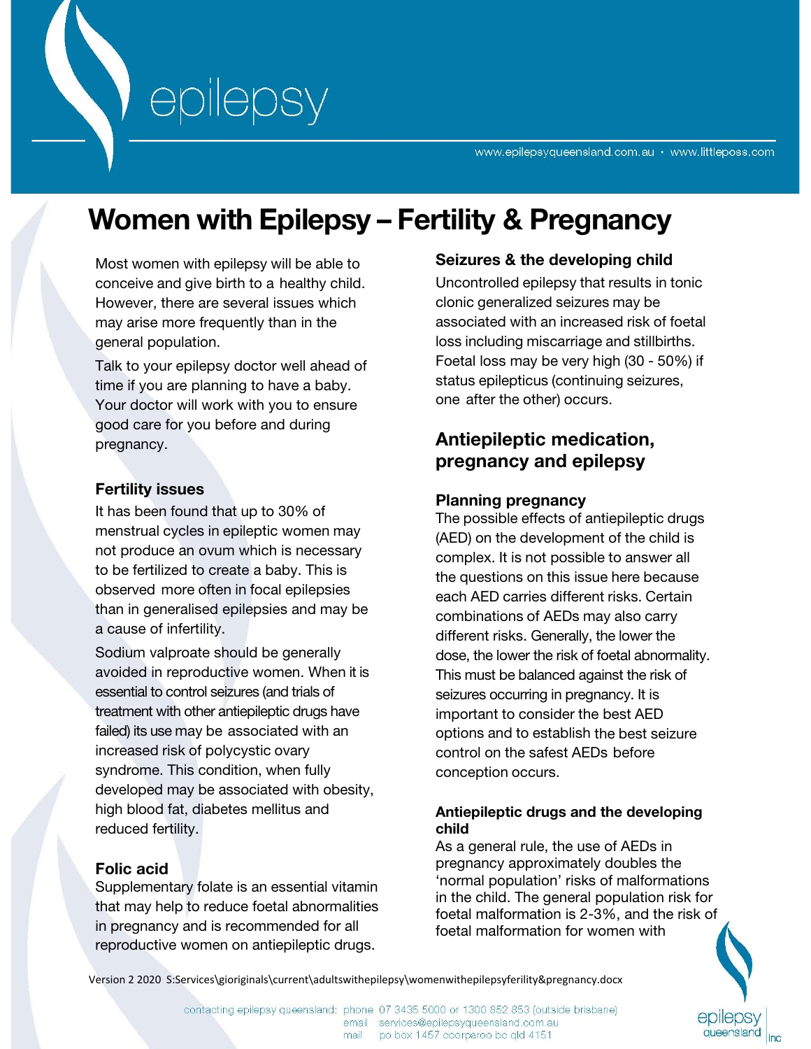# Women with Epilepsy – Fertility & Pregnancy

Most women with epilepsy will be able to conceive and give birth to a healthy child. However, there are several issues which may arise more frequently than in the general population.

Talk to your epilepsy doctor well ahead of time if you are planning to have a baby. Your doctor will work with you to ensure good care for you before and during pregnancy.

### Fertility issues

It has been found that up to 30% of menstrual cycles in epileptic women may not produce an ovum which is necessary to be fertilized to create a baby. This is observed more often in focal epilepsies than in generalised epilepsies and may be a cause of infertility.

Sodium valproate should be generally avoided in reproductive women. When it is essential to control seizures (and trials of treatment with other antiepileptic drugs have failed) its use may be associated with an increased risk of polycystic ovary syndrome. This condition, when fully developed may be associated with obesity, high blood fat, diabetes mellitus and reduced fertility.

### Folic acid

Supplementary folate is an essential vitamin that may help to reduce foetal abnormalities in pregnancy and is recommended for all reproductive women on antiepileptic drugs.

### Seizures & the developing child

Uncontrolled epilepsy that results in tonic clonic generalized seizures may be associated with an increased risk of foetal loss including miscarriage and stillbirths. Foetal loss may be very high (30 - 50%) if status epilepticus (continuing seizures, one after the other) occurs.

## Antiepileptic medication, pregnancy and epilepsy

### Planning pregnancy

The possible effects of antiepileptic drugs (AED) on the development of the child is complex. It is not possible to answer all the questions on this issue here because each AED carries different risks. Certain combinations of AEDs may also carry different risks. Generally, the lower the dose, the lower the risk of foetal abnormality. This must be balanced against the risk of seizures occurring in pregnancy. It is important to consider the best AED options and to establish the best seizure control on the safest AEDs before conception occurs.

#### Antiepileptic drugs and the developing child

As a general rule, the use of AEDs in pregnancy approximately doubles the 'normal population' risks of malformations in the child. The general population risk for foetal malformation is 2-3%, and the risk of foetal malformation for women with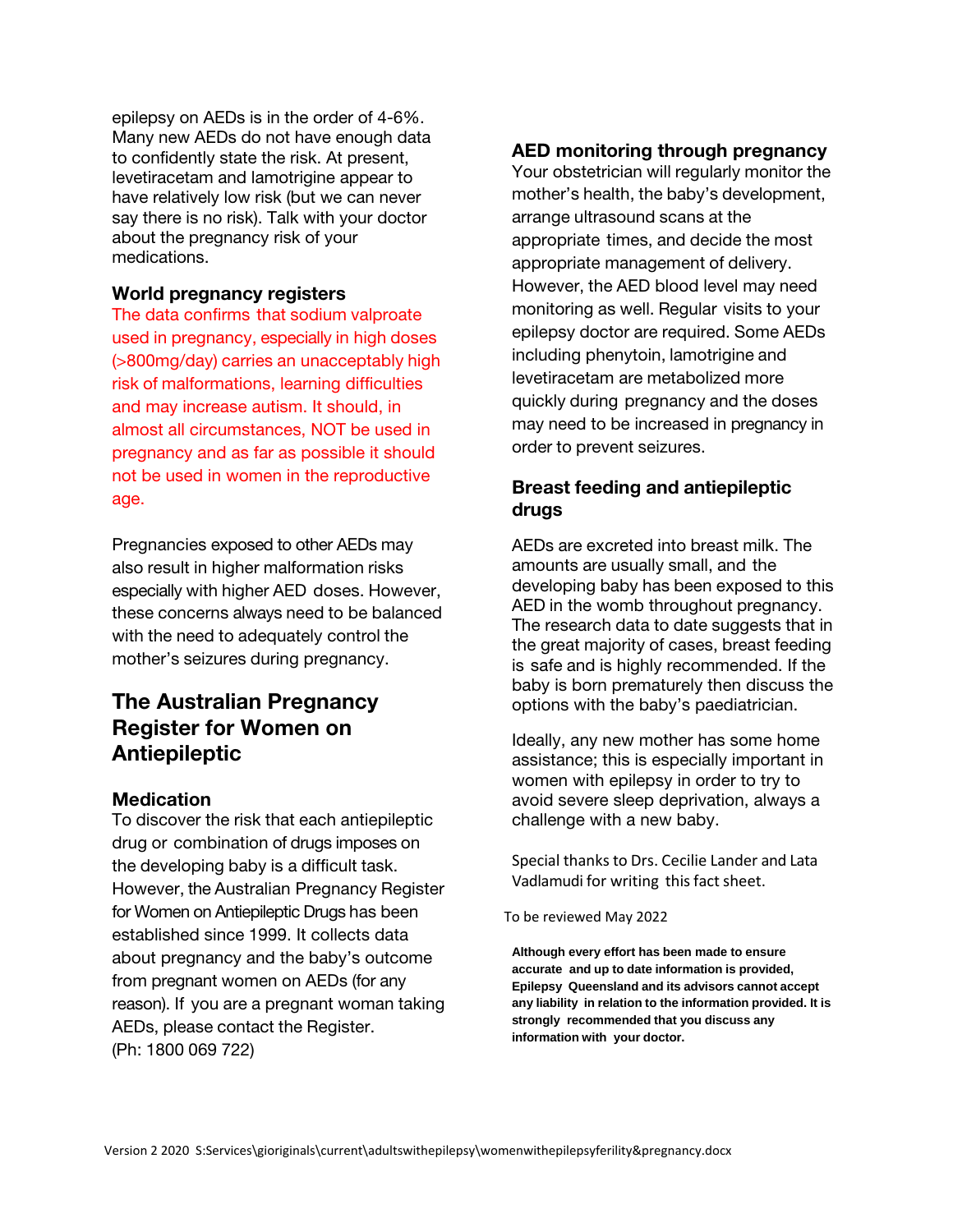epilepsy on AEDs is in the order of 4-6%. Many new AEDs do not have enough data to confidently state the risk. At present, levetiracetam and lamotrigine appear to have relatively low risk (but we can never say there is no risk). Talk with your doctor about the pregnancy risk of your medications.

### World pregnancy registers

The data confirms that sodium valproate used in pregnancy, especially in high doses (>800mg/day) carries an unacceptably high risk of malformations, learning difficulties and may increase autism. It should, in almost all circumstances, NOT be used in pregnancy and as far as possible it should not be used in women in the reproductive age.

Pregnancies exposed to other AEDs may also result in higher malformation risks especially with higher AED doses. However, these concerns always need to be balanced with the need to adequately control the mother's seizures during pregnancy.

## The Australian Pregnancy Register for Women on Antiepileptic

### Medication

To discover the risk that each antiepileptic drug or combination of drugs imposes on the developing baby is a difficult task. However, the Australian Pregnancy Register for Women on Antiepileptic Drugs has been established since 1999. It collects data about pregnancy and the baby's outcome from pregnant women on AEDs (for any reason). If you are a pregnant woman taking AEDs, please contact the Register.
(Ph: 1800 069 722)

### AED monitoring through pregnancy

Your obstetrician will regularly monitor the mother's health, the baby's development, arrange ultrasound scans at the appropriate times, and decide the most appropriate management of delivery. However, the AED blood level may need monitoring as well. Regular visits to your epilepsy doctor are required. Some AEDs including phenytoin, lamotrigine and levetiracetam are metabolized more quickly during pregnancy and the doses may need to be increased in pregnancy in order to prevent seizures.

### Breast feeding and antiepileptic drugs

AEDs are excreted into breast milk. The amounts are usually small, and the developing baby has been exposed to this AED in the womb throughout pregnancy. The research data to date suggests that in the great majority of cases, breast feeding is safe and is highly recommended. If the baby is born prematurely then discuss the options with the baby's paediatrician.

Ideally, any new mother has some home assistance; this is especially important in women with epilepsy in order to try to avoid severe sleep deprivation, always a challenge with a new baby.

Special thanks to Drs. Cecilie Lander and Lata Vadlamudi for writing this fact sheet.

To be reviewed May 2022

**Although every effort has been made to ensure accurate and up to date information is provided, Epilepsy Queensland and its advisors cannot accept any liability in relation to the information provided. It is strongly recommended that you discuss any information with your doctor.**

Version 2 2020 S:Services\gioriginals\current\adultswithepilepsy\womenwithepilepsyferility&pregnancy.docx